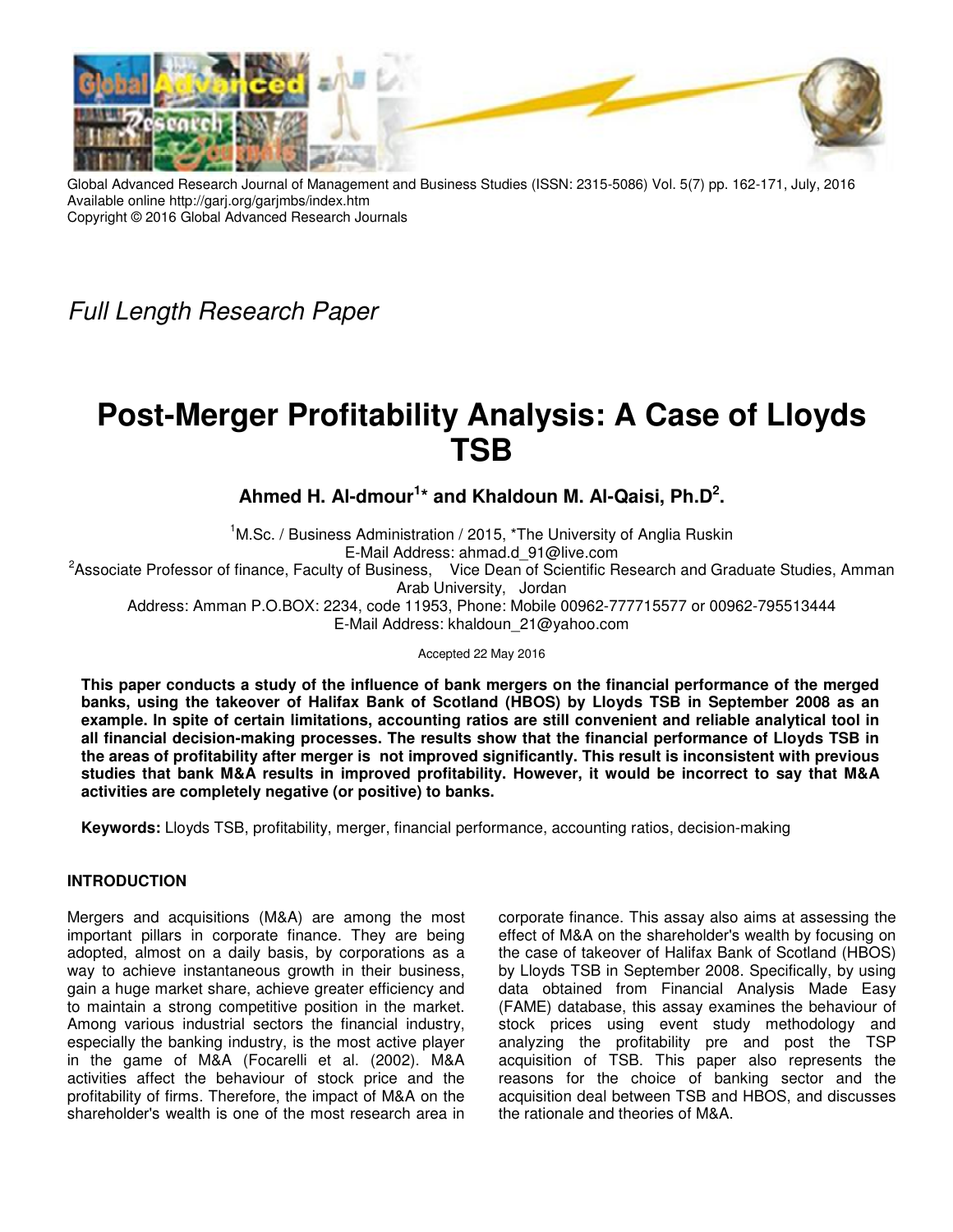Global Advanced Research Journal of Management and Business Studies (ISSN: 2315-5086) Vol. 5(7) pp. 162-171, July, 2016
Available online http://garj.org/garjmbs/index.htm
Copyright © 2016 Global Advanced Research Journals

*Full Length Research Paper*

# Post-Merger Profitability Analysis: A Case of Lloyds TSB

**Ahmed H. Al-dmour[1]* and Khaldoun M. Al-Qaisi, Ph.D[2].**

[1]M.Sc. / Business Administration / 2015, *The University of Anglia Ruskin
E-Mail Address: ahmad.d_91@live.com

[2]Associate Professor of finance, Faculty of Business, Vice Dean of Scientific Research and Graduate Studies, Amman Arab University, Jordan
Address: Amman P.O.BOX: 2234, code 11953, Phone: Mobile 00962-777715577 or 00962-795513444
E-Mail Address: khaldoun_21@yahoo.com

Accepted 22 May 2016

**This paper conducts a study of the influence of bank mergers on the financial performance of the merged banks, using the takeover of Halifax Bank of Scotland (HBOS) by Lloyds TSB in September 2008 as an example. In spite of certain limitations, accounting ratios are still convenient and reliable analytical tool in all financial decision-making processes. The results show that the financial performance of Lloyds TSB in the areas of profitability after merger is not improved significantly. This result is inconsistent with previous studies that bank M&A results in improved profitability. However, it would be incorrect to say that M&A activities are completely negative (or positive) to banks.**

**Keywords:** Lloyds TSB, profitability, merger, financial performance, accounting ratios, decision-making

## INTRODUCTION

Mergers and acquisitions (M&A) are among the most important pillars in corporate finance. They are being adopted, almost on a daily basis, by corporations as a way to achieve instantaneous growth in their business, gain a huge market share, achieve greater efficiency and to maintain a strong competitive position in the market. Among various industrial sectors the financial industry, especially the banking industry, is the most active player in the game of M&A (Focarelli et al. (2002). M&A activities affect the behaviour of stock price and the profitability of firms. Therefore, the impact of M&A on the shareholder's wealth is one of the most research area in corporate finance. This assay also aims at assessing the effect of M&A on the shareholder's wealth by focusing on the case of takeover of Halifax Bank of Scotland (HBOS) by Lloyds TSB in September 2008. Specifically, by using data obtained from Financial Analysis Made Easy (FAME) database, this assay examines the behaviour of stock prices using event study methodology and analyzing the profitability pre and post the TSP acquisition of TSB. This paper also represents the reasons for the choice of banking sector and the acquisition deal between TSB and HBOS, and discusses the rationale and theories of M&A.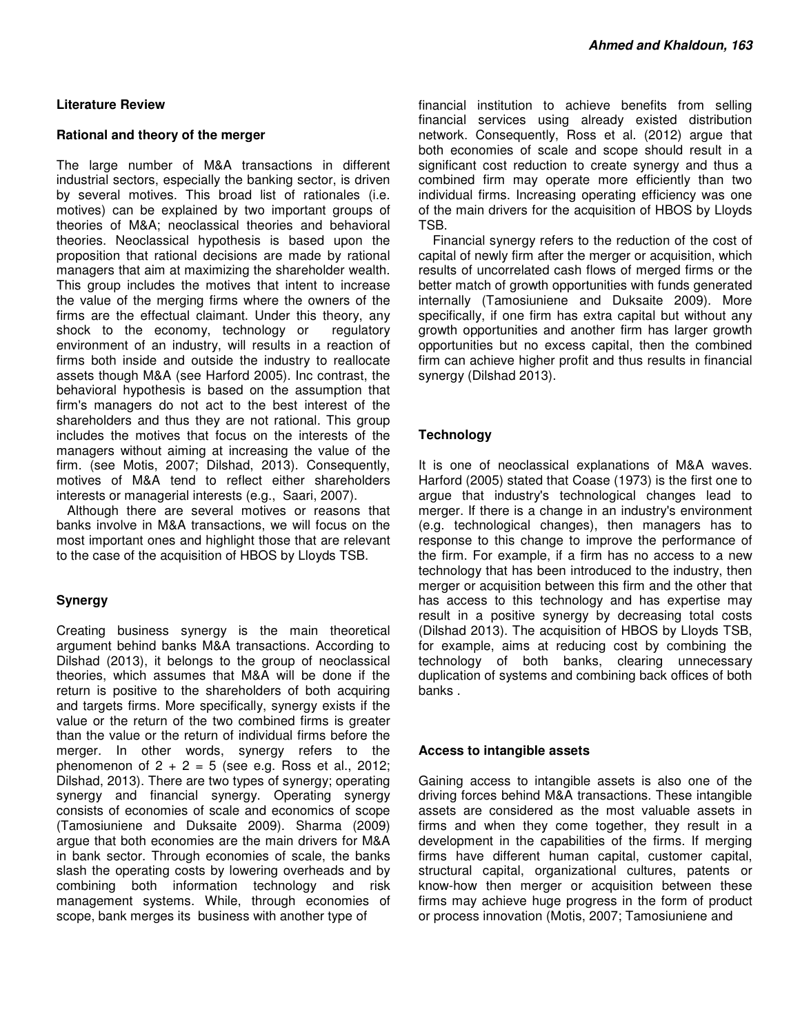### Literature Review

#### Rational and theory of the merger

The large number of M&A transactions in different industrial sectors, especially the banking sector, is driven by several motives. This broad list of rationales (i.e. motives) can be explained by two important groups of theories of M&A; neoclassical theories and behavioral theories. Neoclassical hypothesis is based upon the proposition that rational decisions are made by rational managers that aim at maximizing the shareholder wealth. This group includes the motives that intent to increase the value of the merging firms where the owners of the firms are the effectual claimant. Under this theory, any shock to the economy, technology or regulatory environment of an industry, will results in a reaction of firms both inside and outside the industry to reallocate assets though M&A (see Harford 2005). Inc contrast, the behavioral hypothesis is based on the assumption that firm's managers do not act to the best interest of the shareholders and thus they are not rational. This group includes the motives that focus on the interests of the managers without aiming at increasing the value of the firm. (see Motis, 2007; Dilshad, 2013). Consequently, motives of M&A tend to reflect either shareholders interests or managerial interests (e.g., Saari, 2007).

Although there are several motives or reasons that banks involve in M&A transactions, we will focus on the most important ones and highlight those that are relevant to the case of the acquisition of HBOS by Lloyds TSB.

#### Synergy

Creating business synergy is the main theoretical argument behind banks M&A transactions. According to Dilshad (2013), it belongs to the group of neoclassical theories, which assumes that M&A will be done if the return is positive to the shareholders of both acquiring and targets firms. More specifically, synergy exists if the value or the return of the two combined firms is greater than the value or the return of individual firms before the merger. In other words, synergy refers to the phenomenon of $2 + 2 = 5$ (see e.g. Ross et al., 2012; Dilshad, 2013). There are two types of synergy; operating synergy and financial synergy. Operating synergy consists of economies of scale and economics of scope (Tamosiuniene and Duksaite 2009). Sharma (2009) argue that both economies are the main drivers for M&A in bank sector. Through economies of scale, the banks slash the operating costs by lowering overheads and by combining both information technology and risk management systems. While, through economies of scope, bank merges its business with another type of financial institution to achieve benefits from selling financial services using already existed distribution network. Consequently, Ross et al. (2012) argue that both economies of scale and scope should result in a significant cost reduction to create synergy and thus a combined firm may operate more efficiently than two individual firms. Increasing operating efficiency was one of the main drivers for the acquisition of HBOS by Lloyds TSB.

Financial synergy refers to the reduction of the cost of capital of newly firm after the merger or acquisition, which results of uncorrelated cash flows of merged firms or the better match of growth opportunities with funds generated internally (Tamosiuniene and Duksaite 2009). More specifically, if one firm has extra capital but without any growth opportunities and another firm has larger growth opportunities but no excess capital, then the combined firm can achieve higher profit and thus results in financial synergy (Dilshad 2013).

#### Technology

It is one of neoclassical explanations of M&A waves. Harford (2005) stated that Coase (1973) is the first one to argue that industry's technological changes lead to merger. If there is a change in an industry's environment (e.g. technological changes), then managers has to response to this change to improve the performance of the firm. For example, if a firm has no access to a new technology that has been introduced to the industry, then merger or acquisition between this firm and the other that has access to this technology and has expertise may result in a positive synergy by decreasing total costs (Dilshad 2013). The acquisition of HBOS by Lloyds TSB, for example, aims at reducing cost by combining the technology of both banks, clearing unnecessary duplication of systems and combining back offices of both banks .

#### Access to intangible assets

Gaining access to intangible assets is also one of the driving forces behind M&A transactions. These intangible assets are considered as the most valuable assets in firms and when they come together, they result in a development in the capabilities of the firms. If merging firms have different human capital, customer capital, structural capital, organizational cultures, patents or know-how then merger or acquisition between these firms may achieve huge progress in the form of product or process innovation (Motis, 2007; Tamosiuniene and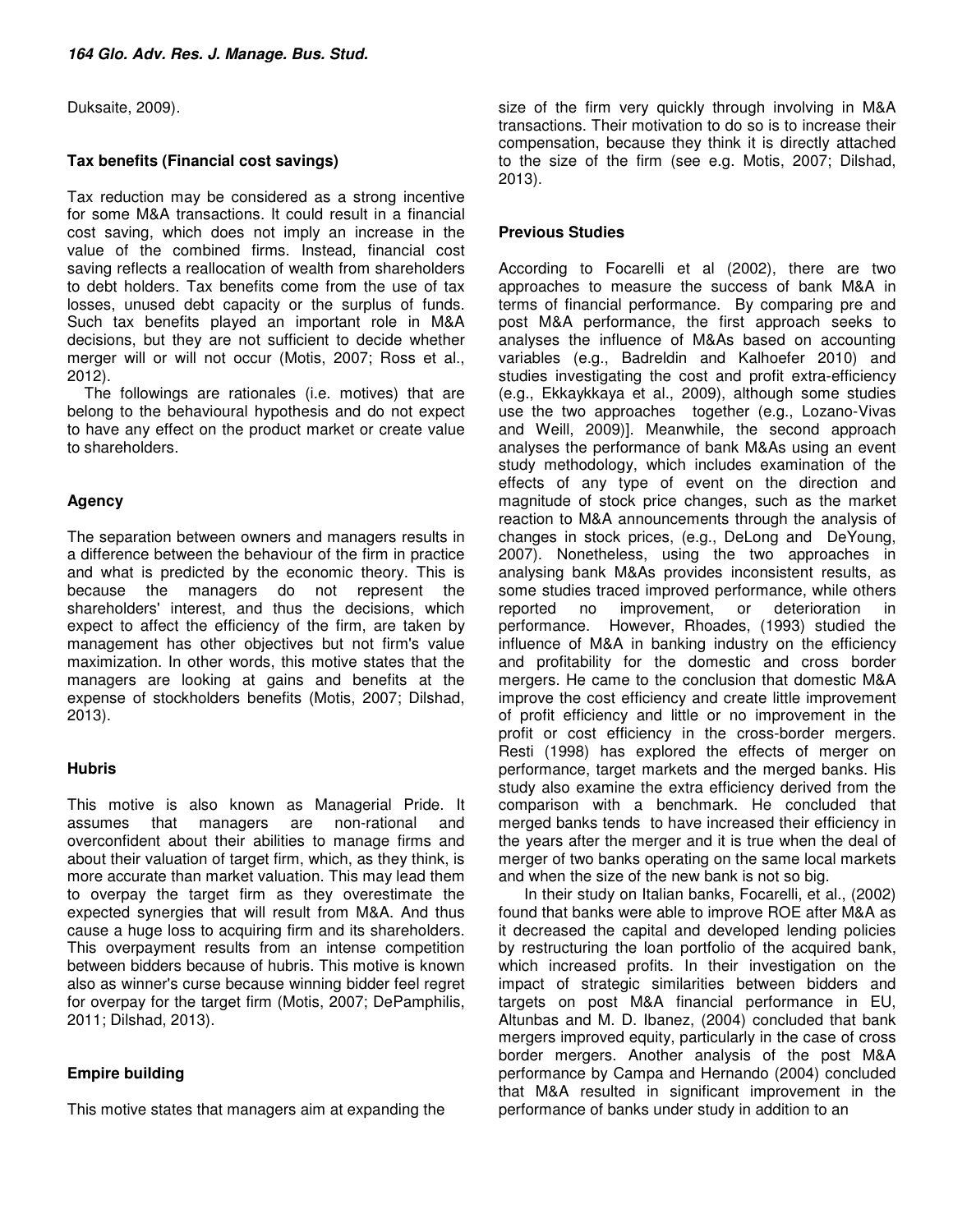Duksaite, 2009).

### Tax benefits (Financial cost savings)

Tax reduction may be considered as a strong incentive for some M&A transactions. It could result in a financial cost saving, which does not imply an increase in the value of the combined firms. Instead, financial cost saving reflects a reallocation of wealth from shareholders to debt holders. Tax benefits come from the use of tax losses, unused debt capacity or the surplus of funds. Such tax benefits played an important role in M&A decisions, but they are not sufficient to decide whether merger will or will not occur (Motis, 2007; Ross et al., 2012).

The followings are rationales (i.e. motives) that are belong to the behavioural hypothesis and do not expect to have any effect on the product market or create value to shareholders.

### Agency

The separation between owners and managers results in a difference between the behaviour of the firm in practice and what is predicted by the economic theory. This is because the managers do not represent the shareholders' interest, and thus the decisions, which expect to affect the efficiency of the firm, are taken by management has other objectives but not firm's value maximization. In other words, this motive states that the managers are looking at gains and benefits at the expense of stockholders benefits (Motis, 2007; Dilshad, 2013).

### Hubris

This motive is also known as Managerial Pride. It assumes that managers are non-rational and overconfident about their abilities to manage firms and about their valuation of target firm, which, as they think, is more accurate than market valuation. This may lead them to overpay the target firm as they overestimate the expected synergies that will result from M&A. And thus cause a huge loss to acquiring firm and its shareholders. This overpayment results from an intense competition between bidders because of hubris. This motive is known also as winner's curse because winning bidder feel regret for overpay for the target firm (Motis, 2007; DePamphilis, 2011; Dilshad, 2013).

### Empire building

This motive states that managers aim at expanding the size of the firm very quickly through involving in M&A transactions. Their motivation to do so is to increase their compensation, because they think it is directly attached to the size of the firm (see e.g. Motis, 2007; Dilshad, 2013).

## Previous Studies

According to Focarelli et al (2002), there are two approaches to measure the success of bank M&A in terms of financial performance. By comparing pre and post M&A performance, the first approach seeks to analyses the influence of M&As based on accounting variables (e.g., Badreldin and Kalhoefer 2010) and studies investigating the cost and profit extra-efficiency (e.g., Ekkaykkaya et al., 2009), although some studies use the two approaches together (e.g., Lozano-Vivas and Weill, 2009)]. Meanwhile, the second approach analyses the performance of bank M&As using an event study methodology, which includes examination of the effects of any type of event on the direction and magnitude of stock price changes, such as the market reaction to M&A announcements through the analysis of changes in stock prices, (e.g., DeLong and DeYoung, 2007). Nonetheless, using the two approaches in analysing bank M&As provides inconsistent results, as some studies traced improved performance, while others reported no improvement, or deterioration in performance. However, Rhoades, (1993) studied the influence of M&A in banking industry on the efficiency and profitability for the domestic and cross border mergers. He came to the conclusion that domestic M&A improve the cost efficiency and create little improvement of profit efficiency and little or no improvement in the profit or cost efficiency in the cross-border mergers. Resti (1998) has explored the effects of merger on performance, target markets and the merged banks. His study also examine the extra efficiency derived from the comparison with a benchmark. He concluded that merged banks tends to have increased their efficiency in the years after the merger and it is true when the deal of merger of two banks operating on the same local markets and when the size of the new bank is not so big.

In their study on Italian banks, Focarelli, et al., (2002) found that banks were able to improve ROE after M&A as it decreased the capital and developed lending policies by restructuring the loan portfolio of the acquired bank, which increased profits. In their investigation on the impact of strategic similarities between bidders and targets on post M&A financial performance in EU, Altunbas and M. D. Ibanez, (2004) concluded that bank mergers improved equity, particularly in the case of cross border mergers. Another analysis of the post M&A performance by Campa and Hernando (2004) concluded that M&A resulted in significant improvement in the performance of banks under study in addition to an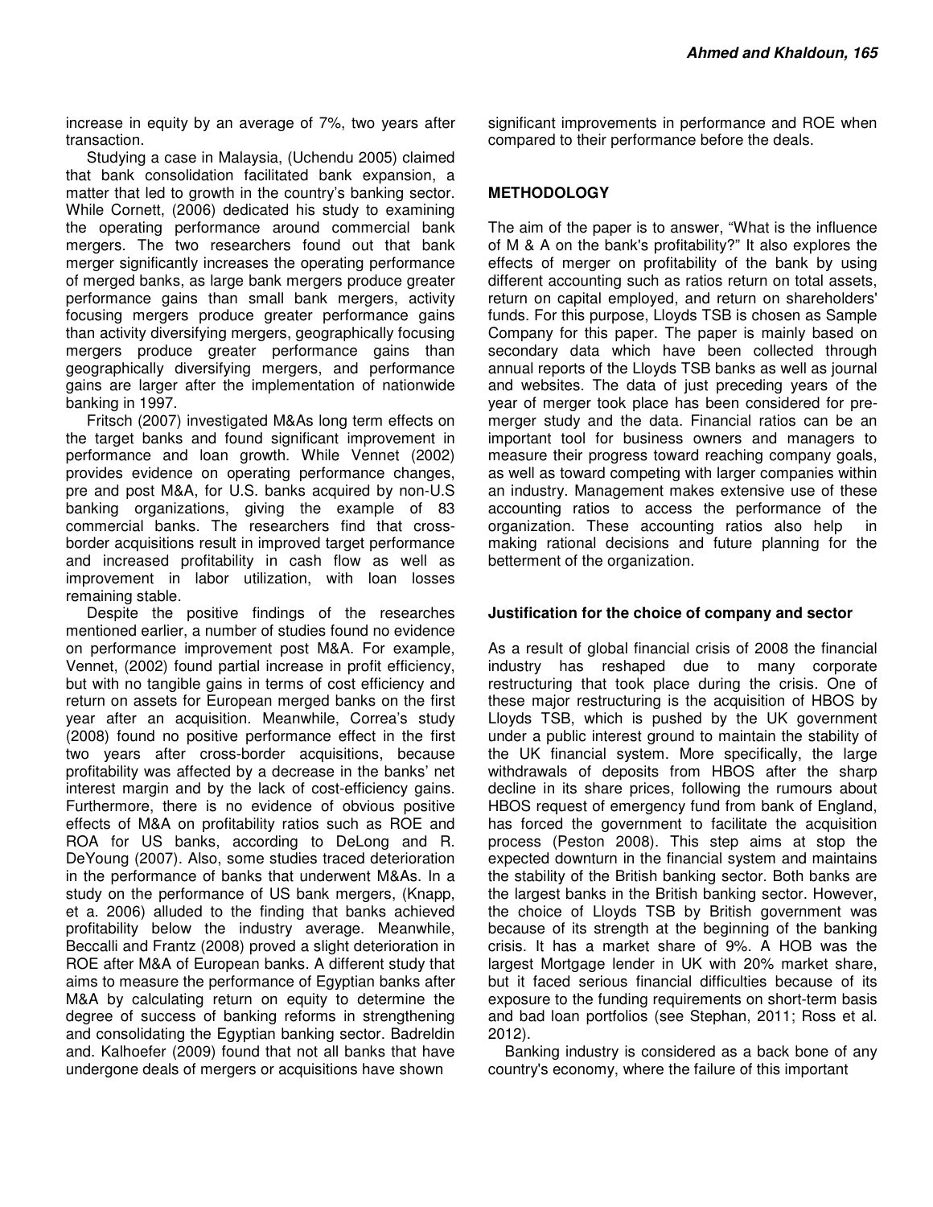increase in equity by an average of 7%, two years after transaction.

Studying a case in Malaysia, (Uchendu 2005) claimed that bank consolidation facilitated bank expansion, a matter that led to growth in the country's banking sector. While Cornett, (2006) dedicated his study to examining the operating performance around commercial bank mergers. The two researchers found out that bank merger significantly increases the operating performance of merged banks, as large bank mergers produce greater performance gains than small bank mergers, activity focusing mergers produce greater performance gains than activity diversifying mergers, geographically focusing mergers produce greater performance gains than geographically diversifying mergers, and performance gains are larger after the implementation of nationwide banking in 1997.

Fritsch (2007) investigated M&As long term effects on the target banks and found significant improvement in performance and loan growth. While Vennet (2002) provides evidence on operating performance changes, pre and post M&A, for U.S. banks acquired by non-U.S banking organizations, giving the example of 83 commercial banks. The researchers find that cross-border acquisitions result in improved target performance and increased profitability in cash flow as well as improvement in labor utilization, with loan losses remaining stable.

Despite the positive findings of the researches mentioned earlier, a number of studies found no evidence on performance improvement post M&A. For example, Vennet, (2002) found partial increase in profit efficiency, but with no tangible gains in terms of cost efficiency and return on assets for European merged banks on the first year after an acquisition. Meanwhile, Correa's study (2008) found no positive performance effect in the first two years after cross-border acquisitions, because profitability was affected by a decrease in the banks' net interest margin and by the lack of cost-efficiency gains. Furthermore, there is no evidence of obvious positive effects of M&A on profitability ratios such as ROE and ROA for US banks, according to DeLong and R. DeYoung (2007). Also, some studies traced deterioration in the performance of banks that underwent M&As. In a study on the performance of US bank mergers, (Knapp, et a. 2006) alluded to the finding that banks achieved profitability below the industry average. Meanwhile, Beccalli and Frantz (2008) proved a slight deterioration in ROE after M&A of European banks. A different study that aims to measure the performance of Egyptian banks after M&A by calculating return on equity to determine the degree of success of banking reforms in strengthening and consolidating the Egyptian banking sector. Badreldin and. Kalhoefer (2009) found that not all banks that have undergone deals of mergers or acquisitions have shown significant improvements in performance and ROE when compared to their performance before the deals.

## METHODOLOGY

The aim of the paper is to answer, "What is the influence of M & A on the bank's profitability?" It also explores the effects of merger on profitability of the bank by using different accounting such as ratios return on total assets, return on capital employed, and return on shareholders' funds. For this purpose, Lloyds TSB is chosen as Sample Company for this paper. The paper is mainly based on secondary data which have been collected through annual reports of the Lloyds TSB banks as well as journal and websites. The data of just preceding years of the year of merger took place has been considered for pre-merger study and the data. Financial ratios can be an important tool for business owners and managers to measure their progress toward reaching company goals, as well as toward competing with larger companies within an industry. Management makes extensive use of these accounting ratios to access the performance of the organization. These accounting ratios also help in making rational decisions and future planning for the betterment of the organization.

### Justification for the choice of company and sector

As a result of global financial crisis of 2008 the financial industry has reshaped due to many corporate restructuring that took place during the crisis. One of these major restructuring is the acquisition of HBOS by Lloyds TSB, which is pushed by the UK government under a public interest ground to maintain the stability of the UK financial system. More specifically, the large withdrawals of deposits from HBOS after the sharp decline in its share prices, following the rumours about HBOS request of emergency fund from bank of England, has forced the government to facilitate the acquisition process (Peston 2008). This step aims at stop the expected downturn in the financial system and maintains the stability of the British banking sector. Both banks are the largest banks in the British banking sector. However, the choice of Lloyds TSB by British government was because of its strength at the beginning of the banking crisis. It has a market share of 9%. A HOB was the largest Mortgage lender in UK with 20% market share, but it faced serious financial difficulties because of its exposure to the funding requirements on short-term basis and bad loan portfolios (see Stephan, 2011; Ross et al. 2012).

Banking industry is considered as a back bone of any country's economy, where the failure of this important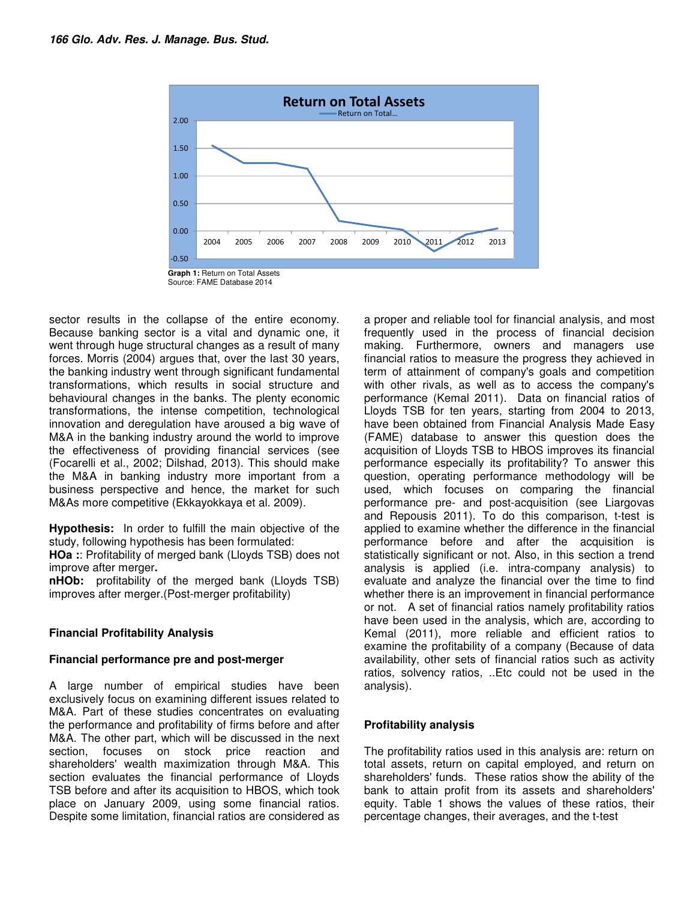**Graph 1:** Return on Total Assets
Source: FAME Database 2014

sector results in the collapse of the entire economy. Because banking sector is a vital and dynamic one, it went through huge structural changes as a result of many forces. Morris (2004) argues that, over the last 30 years, the banking industry went through significant fundamental transformations, which results in social structure and behavioural changes in the banks. The plenty economic transformations, the intense competition, technological innovation and deregulation have aroused a big wave of M&A in the banking industry around the world to improve the effectiveness of providing financial services (see (Focarelli et al., 2002; Dilshad, 2013). This should make the M&A in banking industry more important from a business perspective and hence, the market for such M&As more competitive (Ekkayokkaya et al. 2009).

**Hypothesis:** In order to fulfill the main objective of the study, following hypothesis has been formulated:

**HOa :**: Profitability of merged bank (Lloyds TSB) does not improve after merger**.**

**nHOb:** profitability of the merged bank (Lloyds TSB) improves after merger.(Post-merger profitability)

### Financial Profitability Analysis

#### Financial performance pre and post-merger

A large number of empirical studies have been exclusively focus on examining different issues related to M&A. Part of these studies concentrates on evaluating the performance and profitability of firms before and after M&A. The other part, which will be discussed in the next section, focuses on stock price reaction and shareholders' wealth maximization through M&A. This section evaluates the financial performance of Lloyds TSB before and after its acquisition to HBOS, which took place on January 2009, using some financial ratios. Despite some limitation, financial ratios are considered as a proper and reliable tool for financial analysis, and most frequently used in the process of financial decision making. Furthermore, owners and managers use financial ratios to measure the progress they achieved in term of attainment of company's goals and competition with other rivals, as well as to access the company's performance (Kemal 2011). Data on financial ratios of Lloyds TSB for ten years, starting from 2004 to 2013, have been obtained from Financial Analysis Made Easy (FAME) database to answer this question does the acquisition of Lloyds TSB to HBOS improves its financial performance especially its profitability? To answer this question, operating performance methodology will be used, which focuses on comparing the financial performance pre- and post-acquisition (see Liargovas and Repousis 2011). To do this comparison, t-test is applied to examine whether the difference in the financial performance before and after the acquisition is statistically significant or not. Also, in this section a trend analysis is applied (i.e. intra-company analysis) to evaluate and analyze the financial over the time to find whether there is an improvement in financial performance or not. A set of financial ratios namely profitability ratios have been used in the analysis, which are, according to Kemal (2011), more reliable and efficient ratios to examine the profitability of a company (Because of data availability, other sets of financial ratios such as activity ratios, solvency ratios, ..Etc could not be used in the analysis).

#### Profitability analysis

The profitability ratios used in this analysis are: return on total assets, return on capital employed, and return on shareholders' funds. These ratios show the ability of the bank to attain profit from its assets and shareholders' equity. Table 1 shows the values of these ratios, their percentage changes, their averages, and the t-test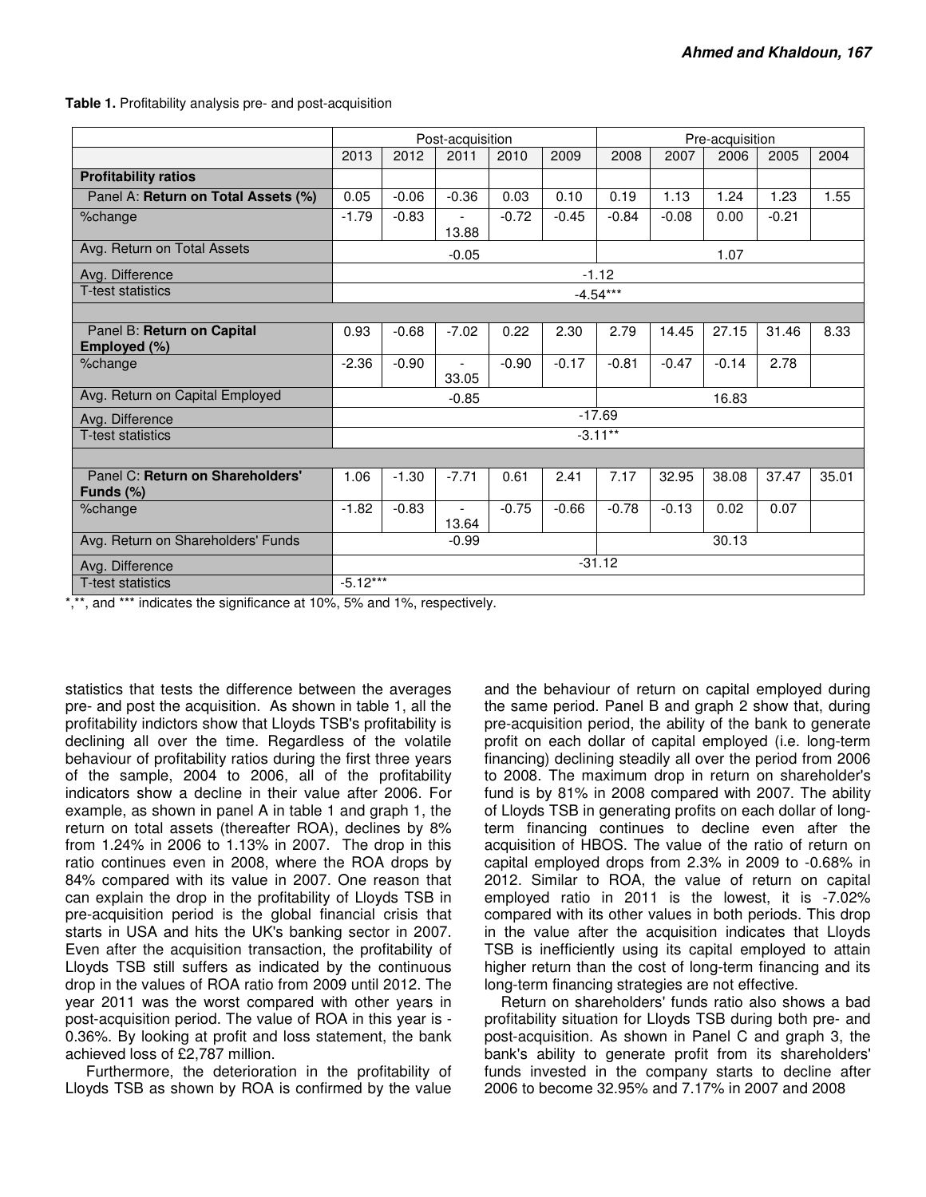**Table 1.** Profitability analysis pre- and post-acquisition

| | Post-acquisition | | | | | Pre-acquisition | | | | |
|---|---|---|---|---|---|---|---|---|---|---|
| | 2013 | 2012 | 2011 | 2010 | 2009 | 2008 | 2007 | 2006 | 2005 | 2004 |
| **Profitability ratios** | | | | | | | | | | |
| Panel A: **Return on Total Assets (%)** | 0.05 | -0.06 | -0.36 | 0.03 | 0.10 | 0.19 | 1.13 | 1.24 | 1.23 | 1.55 |
| %change | -1.79 | -0.83 | -13.88 | -0.72 | -0.45 | -0.84 | -0.08 | 0.00 | -0.21 | |
| Avg. Return on Total Assets | -0.05 | | | | | 1.07 | | | | |
| Avg. Difference | -1.12 | | | | | | | | | |
| T-test statistics | -4.54*** | | | | | | | | | |
| | | | | | | | | | | |
| Panel B: **Return on Capital Employed (%)** | 0.93 | -0.68 | -7.02 | 0.22 | 2.30 | 2.79 | 14.45 | 27.15 | 31.46 | 8.33 |
| %change | -2.36 | -0.90 | -33.05 | -0.90 | -0.17 | -0.81 | -0.47 | -0.14 | 2.78 | |
| Avg. Return on Capital Employed | -0.85 | | | | | 16.83 | | | | |
| Avg. Difference | -17.69 | | | | | | | | | |
| T-test statistics | -3.11** | | | | | | | | | |
| | | | | | | | | | | |
| Panel C: **Return on Shareholders' Funds (%)** | 1.06 | -1.30 | -7.71 | 0.61 | 2.41 | 7.17 | 32.95 | 38.08 | 37.47 | 35.01 |
| %change | -1.82 | -0.83 | -13.64 | -0.75 | -0.66 | -0.78 | -0.13 | 0.02 | 0.07 | |
| Avg. Return on Shareholders' Funds | -0.99 | | | | | 30.13 | | | | |
| Avg. Difference | -31.12 | | | | | | | | | |
| T-test statistics | -5.12*** | | | | | | | | | |

*,**, and *** indicates the significance at 10%, 5% and 1%, respectively.

statistics that tests the difference between the averages pre- and post the acquisition. As shown in table 1, all the profitability indictors show that Lloyds TSB's profitability is declining all over the time. Regardless of the volatile behaviour of profitability ratios during the first three years of the sample, 2004 to 2006, all of the profitability indicators show a decline in their value after 2006. For example, as shown in panel A in table 1 and graph 1, the return on total assets (thereafter ROA), declines by 8% from 1.24% in 2006 to 1.13% in 2007. The drop in this ratio continues even in 2008, where the ROA drops by 84% compared with its value in 2007. One reason that can explain the drop in the profitability of Lloyds TSB in pre-acquisition period is the global financial crisis that starts in USA and hits the UK's banking sector in 2007. Even after the acquisition transaction, the profitability of Lloyds TSB still suffers as indicated by the continuous drop in the values of ROA ratio from 2009 until 2012. The year 2011 was the worst compared with other years in post-acquisition period. The value of ROA in this year is -0.36%. By looking at profit and loss statement, the bank achieved loss of £2,787 million.

Furthermore, the deterioration in the profitability of Lloyds TSB as shown by ROA is confirmed by the value and the behaviour of return on capital employed during the same period. Panel B and graph 2 show that, during pre-acquisition period, the ability of the bank to generate profit on each dollar of capital employed (i.e. long-term financing) declining steadily all over the period from 2006 to 2008. The maximum drop in return on shareholder's fund is by 81% in 2008 compared with 2007. The ability of Lloyds TSB in generating profits on each dollar of long-term financing continues to decline even after the acquisition of HBOS. The value of the ratio of return on capital employed drops from 2.3% in 2009 to -0.68% in 2012. Similar to ROA, the value of return on capital employed ratio in 2011 is the lowest, it is -7.02% compared with its other values in both periods. This drop in the value after the acquisition indicates that Lloyds TSB is inefficiently using its capital employed to attain higher return than the cost of long-term financing and its long-term financing strategies are not effective.

Return on shareholders' funds ratio also shows a bad profitability situation for Lloyds TSB during both pre- and post-acquisition. As shown in Panel C and graph 3, the bank's ability to generate profit from its shareholders' funds invested in the company starts to decline after 2006 to become 32.95% and 7.17% in 2007 and 2008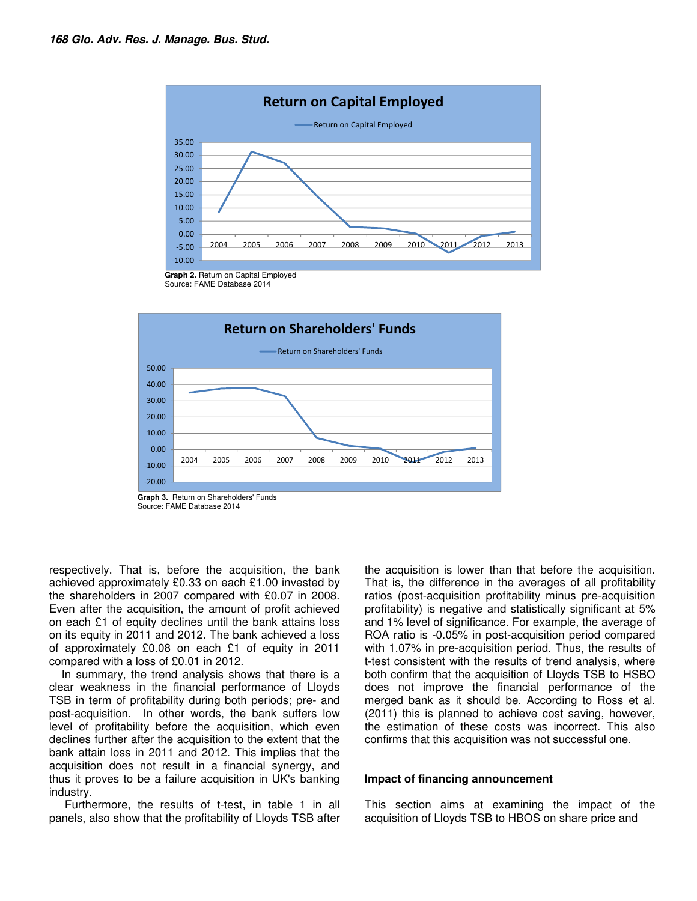Graph 2. Return on Capital Employed
Source: FAME Database 2014

Graph 3. Return on Shareholders' Funds
Source: FAME Database 2014

respectively. That is, before the acquisition, the bank achieved approximately £0.33 on each £1.00 invested by the shareholders in 2007 compared with £0.07 in 2008. Even after the acquisition, the amount of profit achieved on each £1 of equity declines until the bank attains loss on its equity in 2011 and 2012. The bank achieved a loss of approximately £0.08 on each £1 of equity in 2011 compared with a loss of £0.01 in 2012.

In summary, the trend analysis shows that there is a clear weakness in the financial performance of Lloyds TSB in term of profitability during both periods; pre- and post-acquisition. In other words, the bank suffers low level of profitability before the acquisition, which even declines further after the acquisition to the extent that the bank attain loss in 2011 and 2012. This implies that the acquisition does not result in a financial synergy, and thus it proves to be a failure acquisition in UK's banking industry.

Furthermore, the results of t-test, in table 1 in all panels, also show that the profitability of Lloyds TSB after the acquisition is lower than that before the acquisition. That is, the difference in the averages of all profitability ratios (post-acquisition profitability minus pre-acquisition profitability) is negative and statistically significant at 5% and 1% level of significance. For example, the average of ROA ratio is -0.05% in post-acquisition period compared with 1.07% in pre-acquisition period. Thus, the results of t-test consistent with the results of trend analysis, where both confirm that the acquisition of Lloyds TSB to HSBO does not improve the financial performance of the merged bank as it should be. According to Ross et al. (2011) this is planned to achieve cost saving, however, the estimation of these costs was incorrect. This also confirms that this acquisition was not successful one.

## Impact of financing announcement

This section aims at examining the impact of the acquisition of Lloyds TSB to HBOS on share price and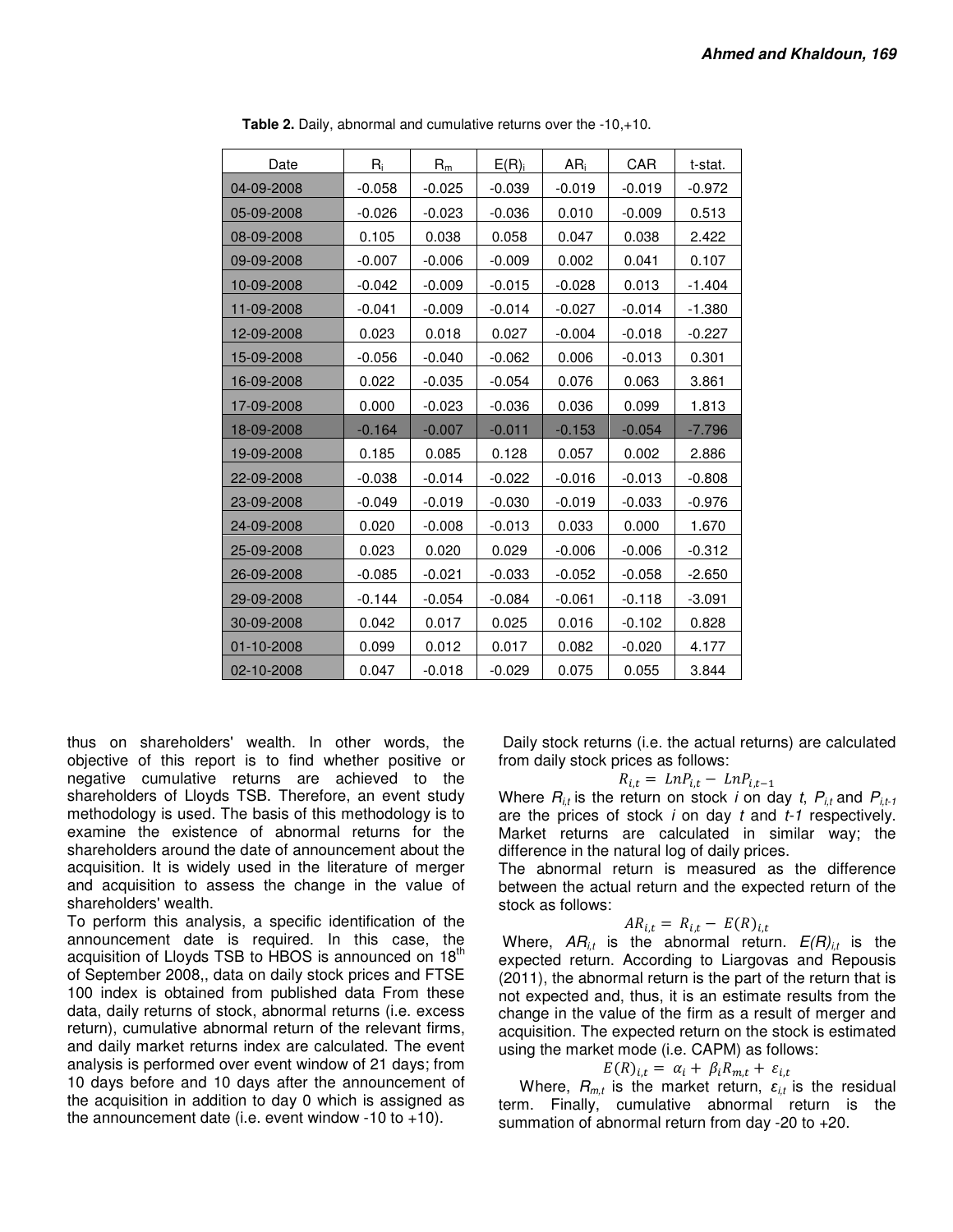**Table 2.** Daily, abnormal and cumulative returns over the -10,+10.

| Date | $R_i$ | $R_m$ | $E(R)_i$ | $AR_i$ | CAR | t-stat. |
|---|---|---|---|---|---|---|
| 04-09-2008 | -0.058 | -0.025 | -0.039 | -0.019 | -0.019 | -0.972 |
| 05-09-2008 | -0.026 | -0.023 | -0.036 | 0.010 | -0.009 | 0.513 |
| 08-09-2008 | 0.105 | 0.038 | 0.058 | 0.047 | 0.038 | 2.422 |
| 09-09-2008 | -0.007 | -0.006 | -0.009 | 0.002 | 0.041 | 0.107 |
| 10-09-2008 | -0.042 | -0.009 | -0.015 | -0.028 | 0.013 | -1.404 |
| 11-09-2008 | -0.041 | -0.009 | -0.014 | -0.027 | -0.014 | -1.380 |
| 12-09-2008 | 0.023 | 0.018 | 0.027 | -0.004 | -0.018 | -0.227 |
| 15-09-2008 | -0.056 | -0.040 | -0.062 | 0.006 | -0.013 | 0.301 |
| 16-09-2008 | 0.022 | -0.035 | -0.054 | 0.076 | 0.063 | 3.861 |
| 17-09-2008 | 0.000 | -0.023 | -0.036 | 0.036 | 0.099 | 1.813 |
| 18-09-2008 | -0.164 | -0.007 | -0.011 | -0.153 | -0.054 | -7.796 |
| 19-09-2008 | 0.185 | 0.085 | 0.128 | 0.057 | 0.002 | 2.886 |
| 22-09-2008 | -0.038 | -0.014 | -0.022 | -0.016 | -0.013 | -0.808 |
| 23-09-2008 | -0.049 | -0.019 | -0.030 | -0.019 | -0.033 | -0.976 |
| 24-09-2008 | 0.020 | -0.008 | -0.013 | 0.033 | 0.000 | 1.670 |
| 25-09-2008 | 0.023 | 0.020 | 0.029 | -0.006 | -0.006 | -0.312 |
| 26-09-2008 | -0.085 | -0.021 | -0.033 | -0.052 | -0.058 | -2.650 |
| 29-09-2008 | -0.144 | -0.054 | -0.084 | -0.061 | -0.118 | -3.091 |
| 30-09-2008 | 0.042 | 0.017 | 0.025 | 0.016 | -0.102 | 0.828 |
| 01-10-2008 | 0.099 | 0.012 | 0.017 | 0.082 | -0.020 | 4.177 |
| 02-10-2008 | 0.047 | -0.018 | -0.029 | 0.075 | 0.055 | 3.844 |

thus on shareholders' wealth. In other words, the objective of this report is to find whether positive or negative cumulative returns are achieved to the shareholders of Lloyds TSB. Therefore, an event study methodology is used. The basis of this methodology is to examine the existence of abnormal returns for the shareholders around the date of announcement about the acquisition. It is widely used in the literature of merger and acquisition to assess the change in the value of shareholders' wealth.

To perform this analysis, a specific identification of the announcement date is required. In this case, the acquisition of Lloyds TSB to HBOS is announced on 18[th] of September 2008,, data on daily stock prices and FTSE 100 index is obtained from published data From these data, daily returns of stock, abnormal returns (i.e. excess return), cumulative abnormal return of the relevant firms, and daily market returns index are calculated. The event analysis is performed over event window of 21 days; from 10 days before and 10 days after the announcement of the acquisition in addition to day 0 which is assigned as the announcement date (i.e. event window -10 to +10).

Daily stock returns (i.e. the actual returns) are calculated from daily stock prices as follows:

$$R_{i,t} = LnP_{i,t} - LnP_{i,t-1}$$

Where $R_{i,t}$ is the return on stock $i$ on day $t$, $P_{i,t}$ and $P_{i,t-1}$ are the prices of stock $i$ on day $t$ and $t-1$ respectively. Market returns are calculated in similar way; the difference in the natural log of daily prices.

The abnormal return is measured as the difference between the actual return and the expected return of the stock as follows:

$$AR_{i,t} = R_{i,t} - E(R)_{i,t}$$

Where, $AR_{i,t}$ is the abnormal return. $E(R)_{i,t}$ is the expected return. According to Liargovas and Repousis (2011), the abnormal return is the part of the return that is not expected and, thus, it is an estimate results from the change in the value of the firm as a result of merger and acquisition. The expected return on the stock is estimated using the market mode (i.e. CAPM) as follows:

$$E(R)_{i,t} = \alpha_i + \beta_i R_{m,t} + \varepsilon_{i,t}$$

Where, $R_{m,t}$ is the market return, $\varepsilon_{i,t}$ is the residual term. Finally, cumulative abnormal return is the summation of abnormal return from day -20 to +20.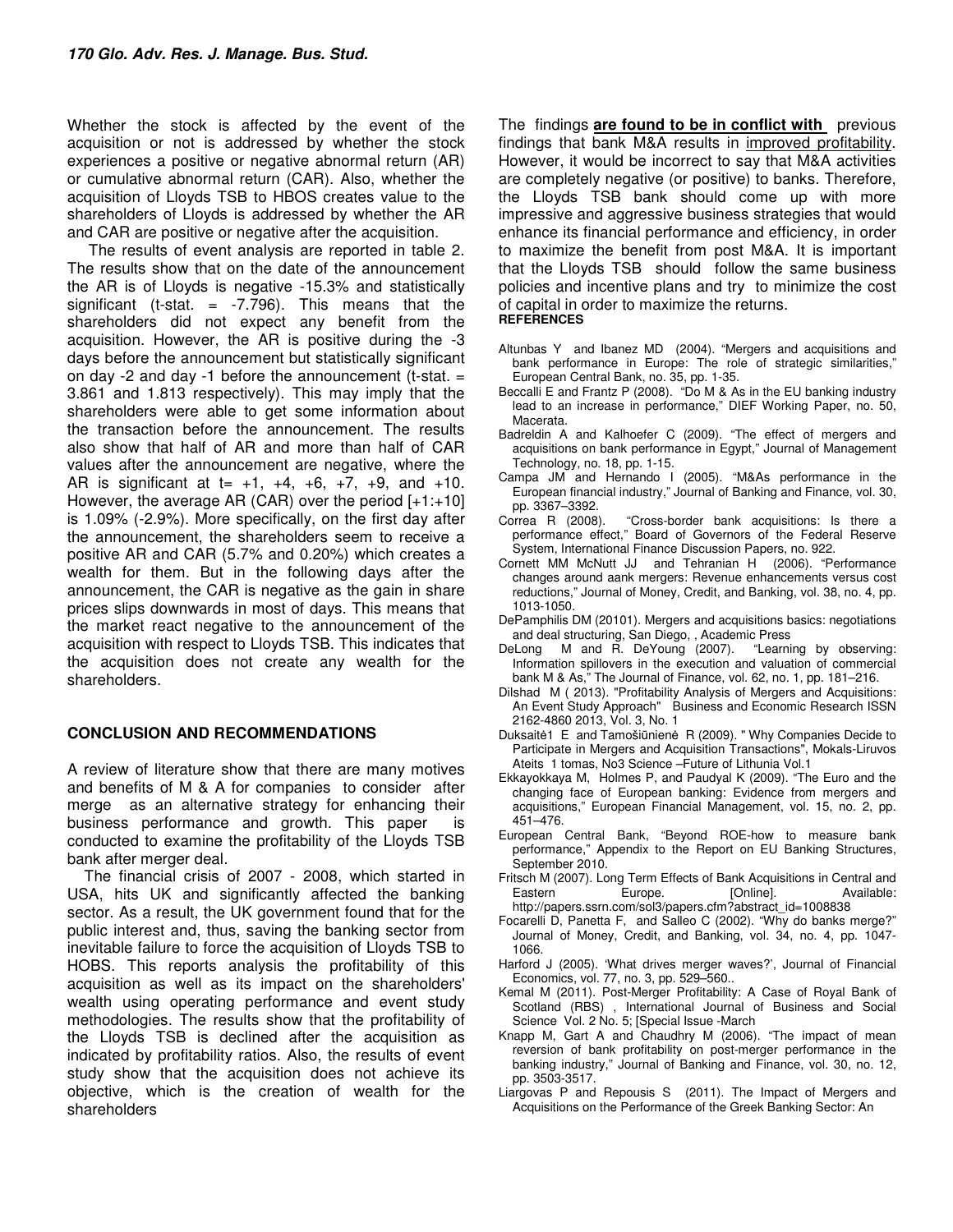Whether the stock is affected by the event of the acquisition or not is addressed by whether the stock experiences a positive or negative abnormal return (AR) or cumulative abnormal return (CAR). Also, whether the acquisition of Lloyds TSB to HBOS creates value to the shareholders of Lloyds is addressed by whether the AR and CAR are positive or negative after the acquisition.

The results of event analysis are reported in table 2. The results show that on the date of the announcement the AR is of Lloyds is negative -15.3% and statistically significant (t-stat. = -7.796). This means that the shareholders did not expect any benefit from the acquisition. However, the AR is positive during the -3 days before the announcement but statistically significant on day -2 and day -1 before the announcement (t-stat. = 3.861 and 1.813 respectively). This may imply that the shareholders were able to get some information about the transaction before the announcement. The results also show that half of AR and more than half of CAR values after the announcement are negative, where the AR is significant at t= +1, +4, +6, +7, +9, and +10. However, the average AR (CAR) over the period [+1:+10] is 1.09% (-2.9%). More specifically, on the first day after the announcement, the shareholders seem to receive a positive AR and CAR (5.7% and 0.20%) which creates a wealth for them. But in the following days after the announcement, the CAR is negative as the gain in share prices slips downwards in most of days. This means that the market react negative to the announcement of the acquisition with respect to Lloyds TSB. This indicates that the acquisition does not create any wealth for the shareholders.

## CONCLUSION AND RECOMMENDATIONS

A review of literature show that there are many motives and benefits of M & A for companies to consider after merge as an alternative strategy for enhancing their business performance and growth. This paper is conducted to examine the profitability of the Lloyds TSB bank after merger deal.

The financial crisis of 2007 - 2008, which started in USA, hits UK and significantly affected the banking sector. As a result, the UK government found that for the public interest and, thus, saving the banking sector from inevitable failure to force the acquisition of Lloyds TSB to HOBS. This reports analysis the profitability of this acquisition as well as its impact on the shareholders' wealth using operating performance and event study methodologies. The results show that the profitability of the Lloyds TSB is declined after the acquisition as indicated by profitability ratios. Also, the results of event study show that the acquisition does not achieve its objective, which is the creation of wealth for the shareholders

The findings **are found to be in conflict with** previous findings that bank M&A results in improved profitability. However, it would be incorrect to say that M&A activities are completely negative (or positive) to banks. Therefore, the Lloyds TSB bank should come up with more impressive and aggressive business strategies that would enhance its financial performance and efficiency, in order to maximize the benefit from post M&A. It is important that the Lloyds TSB should follow the same business policies and incentive plans and try to minimize the cost of capital in order to maximize the returns.

## REFERENCES

Altunbas Y and Ibanez MD (2004). "Mergers and acquisitions and bank performance in Europe: The role of strategic similarities," European Central Bank, no. 35, pp. 1-35.

Beccalli E and Frantz P (2008). "Do M & As in the EU banking industry lead to an increase in performance," DIEF Working Paper, no. 50, Macerata.

Badreldin A and Kalhoefer C (2009). "The effect of mergers and acquisitions on bank performance in Egypt," Journal of Management Technology, no. 18, pp. 1-15.

Campa JM and Hernando I (2005). "M&As performance in the European financial industry," Journal of Banking and Finance, vol. 30, pp. 3367–3392.

Correa R (2008). "Cross-border bank acquisitions: Is there a performance effect," Board of Governors of the Federal Reserve System, International Finance Discussion Papers, no. 922.

Cornett MM McNutt JJ and Tehranian H (2006). "Performance changes around aank mergers: Revenue enhancements versus cost reductions," Journal of Money, Credit, and Banking, vol. 38, no. 4, pp. 1013-1050.

DePamphilis DM (20101). Mergers and acquisitions basics: negotiations and deal structuring, San Diego, , Academic Press

DeLong M and R. DeYoung (2007). "Learning by observing: Information spillovers in the execution and valuation of commercial bank M & As," The Journal of Finance, vol. 62, no. 1, pp. 181–216.

Dilshad M ( 2013). "Profitability Analysis of Mergers and Acquisitions: An Event Study Approach" Business and Economic Research ISSN 2162-4860 2013, Vol. 3, No. 1

Duksaitė1 E and Tamošiūnienė R (2009). " Why Companies Decide to Participate in Mergers and Acquisition Transactions", Mokals-Liruvos Ateits 1 tomas, No3 Science –Future of Lithunia Vol.1

Ekkayokkaya M, Holmes P, and Paudyal K (2009). "The Euro and the changing face of European banking: Evidence from mergers and acquisitions," European Financial Management, vol. 15, no. 2, pp. 451–476.

European Central Bank, "Beyond ROE-how to measure bank performance," Appendix to the Report on EU Banking Structures, September 2010.

Fritsch M (2007). Long Term Effects of Bank Acquisitions in Central and Eastern Europe. [Online]. Available: http://papers.ssrn.com/sol3/papers.cfm?abstract_id=1008838

Focarelli D, Panetta F, and Salleo C (2002). "Why do banks merge?" Journal of Money, Credit, and Banking, vol. 34, no. 4, pp. 1047-1066.

Harford J (2005). 'What drives merger waves?', Journal of Financial Economics, vol. 77, no. 3, pp. 529–560..

Kemal M (2011). Post-Merger Profitability: A Case of Royal Bank of Scotland (RBS) , International Journal of Business and Social Science Vol. 2 No. 5; [Special Issue -March

Knapp M, Gart A and Chaudhry M (2006). "The impact of mean reversion of bank profitability on post-merger performance in the banking industry," Journal of Banking and Finance, vol. 30, no. 12, pp. 3503-3517.

Liargovas P and Repousis S (2011). The Impact of Mergers and Acquisitions on the Performance of the Greek Banking Sector: An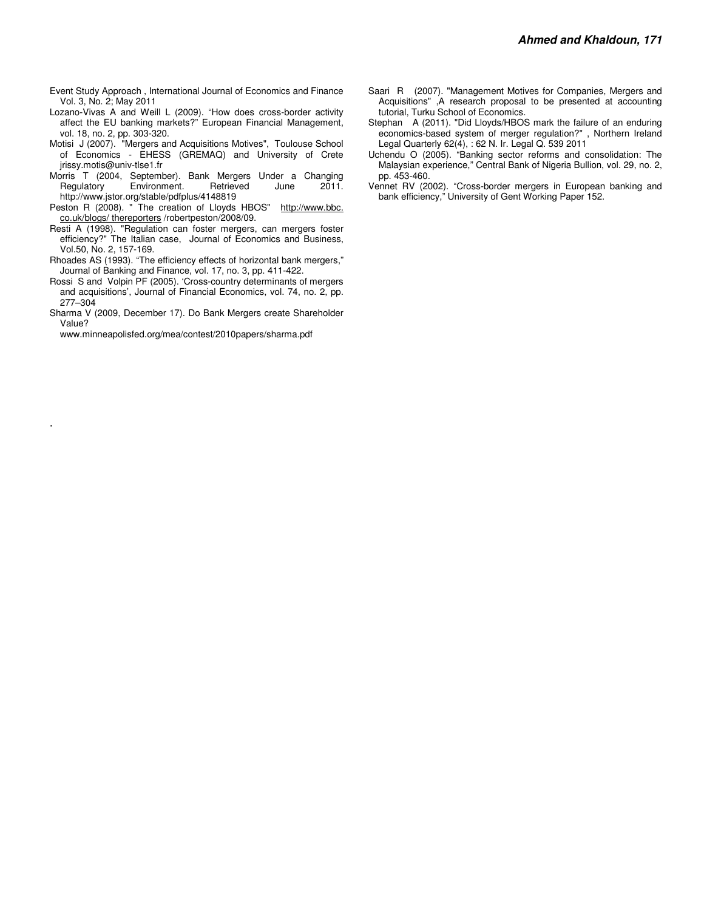Event Study Approach , International Journal of Economics and Finance Vol. 3, No. 2; May 2011

Lozano-Vivas A and Weill L (2009). "How does cross-border activity affect the EU banking markets?" European Financial Management, vol. 18, no. 2, pp. 303-320.

Motisi J (2007). "Mergers and Acquisitions Motives", Toulouse School of Economics - EHESS (GREMAQ) and University of Crete jrissy.motis@univ-tlse1.fr

Morris T (2004, September). Bank Mergers Under a Changing Regulatory Environment. Retrieved June 2011. http://www.jstor.org/stable/pdfplus/4148819

Peston R (2008). " The creation of Lloyds HBOS" http://www.bbc.co.uk/blogs/ thereporters /robertpeston/2008/09.

Resti A (1998). "Regulation can foster mergers, can mergers foster efficiency?" The Italian case, Journal of Economics and Business, Vol.50, No. 2, 157-169.

Rhoades AS (1993). "The efficiency effects of horizontal bank mergers," Journal of Banking and Finance, vol. 17, no. 3, pp. 411-422.

Rossi S and Volpin PF (2005). 'Cross-country determinants of mergers and acquisitions', Journal of Financial Economics, vol. 74, no. 2, pp. 277–304

Sharma V (2009, December 17). Do Bank Mergers create Shareholder Value?
www.minneapolisfed.org/mea/contest/2010papers/sharma.pdf

Saari R (2007). "Management Motives for Companies, Mergers and Acquisitions" ,A research proposal to be presented at accounting tutorial, Turku School of Economics.

Stephan A (2011). "Did Lloyds/HBOS mark the failure of an enduring economics-based system of merger regulation?" , Northern Ireland Legal Quarterly 62(4), : 62 N. Ir. Legal Q. 539 2011

Uchendu O (2005). "Banking sector reforms and consolidation: The Malaysian experience," Central Bank of Nigeria Bullion, vol. 29, no. 2, pp. 453-460.

Vennet RV (2002). "Cross-border mergers in European banking and bank efficiency," University of Gent Working Paper 152.